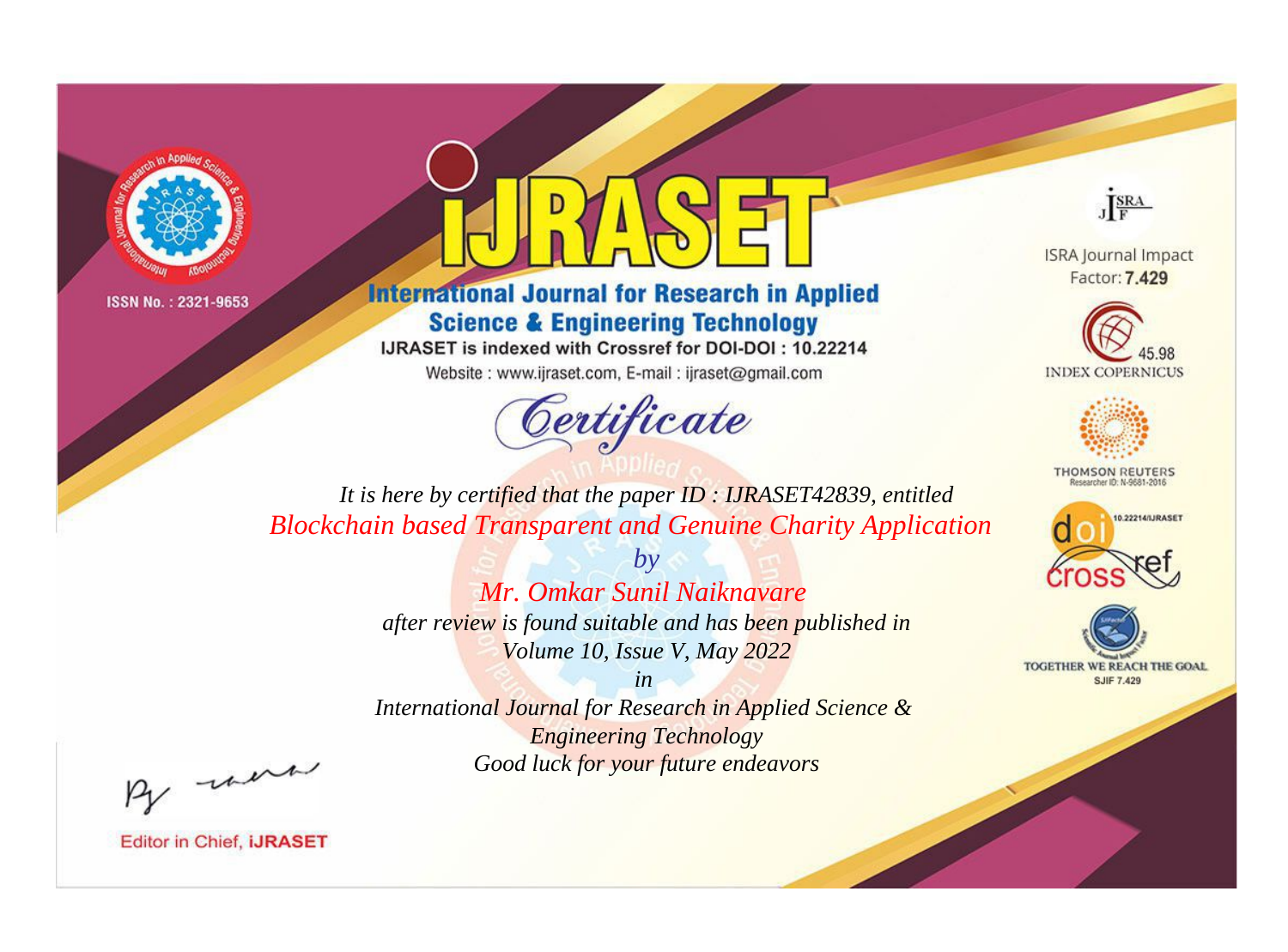ISSN No. : 2321-9653

# iJRASET

## International Journal for Research in Applied Science & Engineering Technology

IJRASET is indexed with Crossref for DOI-DOI : 10.22214

Website : www.ijraset.com, E-mail : ijraset@gmail.com

ISRA Journal Impact Factor: **7.429**

45.98 INDEX COPERNICUS

THOMSON REUTERS Researcher ID: N-9681-2016

10.22214/IJRASET

TOGETHER WE REACH THE GOAL SJIF 7.429

# *Certificate*

*It is here by certified that the paper ID : IJRASET42839, entitled*

*Blockchain based Transparent and Genuine Charity Application*

*by*

*Mr. Omkar Sunil Naiknavare*

*after review is found suitable and has been published in*

*Volume 10, Issue V, May 2022*

*in*

*International Journal for Research in Applied Science & Engineering Technology*

*Good luck for your future endeavors*

Editor in Chief, **iJRASET**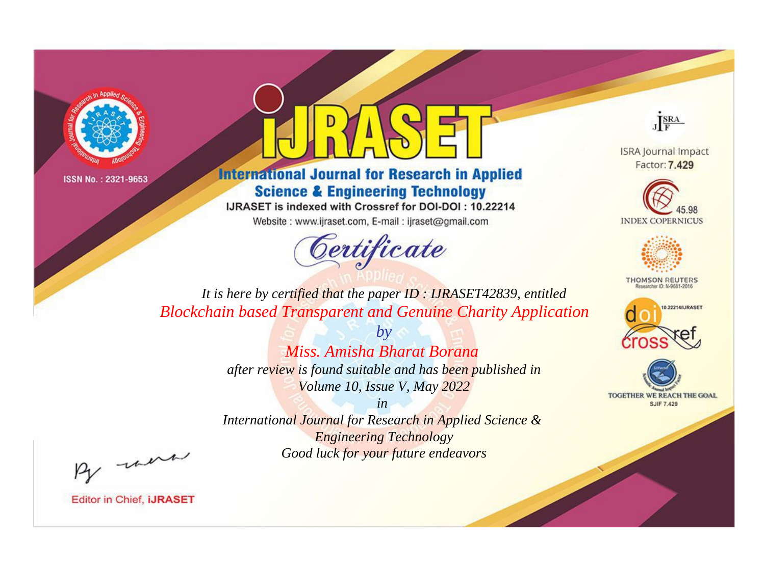ISSN No. : 2321-9653

# iJRASET

## International Journal for Research in Applied Science & Engineering Technology

IJRASET is indexed with Crossref for DOI-DOI : 10.22214

Website : www.ijraset.com, E-mail : ijraset@gmail.com

ISRA Journal Impact Factor: **7.429**

45.98 INDEX COPERNICUS

THOMSON REUTERS Researcher ID: N-9681-2016

10.22214/IJRASET

TOGETHER WE REACH THE GOAL SJIF 7.429

# *Certificate*

*It is here by certified that the paper ID : IJRASET42839, entitled*

*Blockchain based Transparent and Genuine Charity Application*

*by*

*Miss. Amisha Bharat Borana*

*after review is found suitable and has been published in*

*Volume 10, Issue V, May 2022*

*in*

*International Journal for Research in Applied Science & Engineering Technology*

*Good luck for your future endeavors*

Editor in Chief, **iJRASET**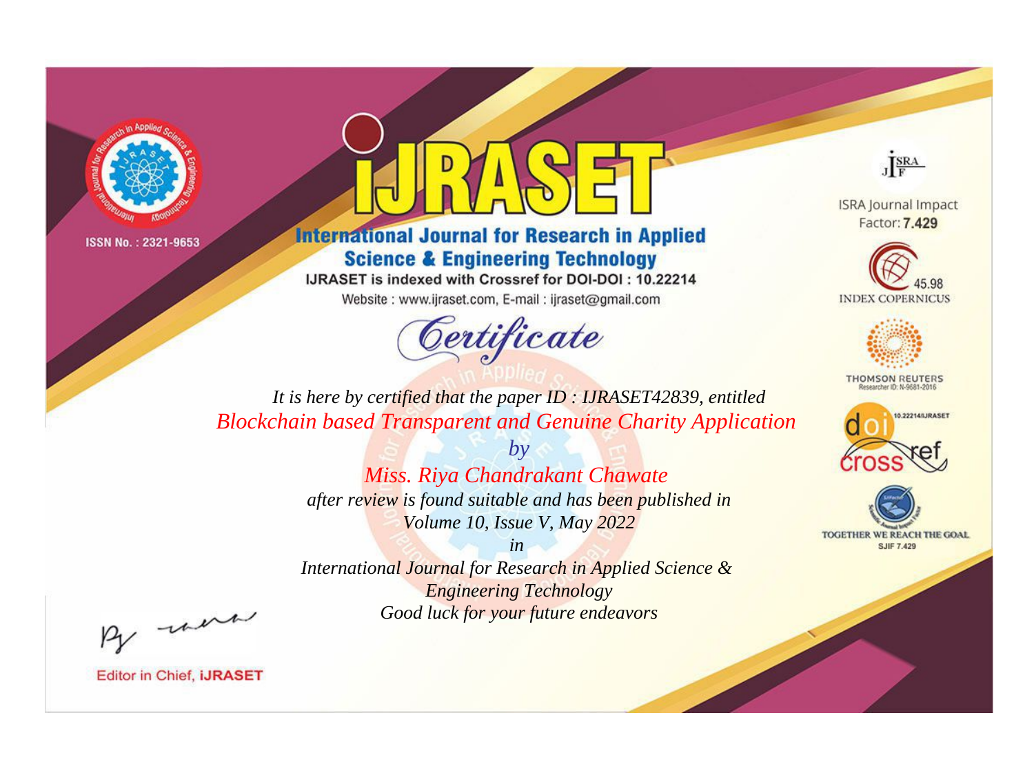ISSN No. : 2321-9653

# iJRASET

## International Journal for Research in Applied Science & Engineering Technology

IJRASET is indexed with Crossref for DOI-DOI : 10.22214

Website : www.ijraset.com, E-mail : ijraset@gmail.com

ISRA Journal Impact Factor: **7.429**

45.98 INDEX COPERNICUS

THOMSON REUTERS Researcher ID: N-9681-2016

10.22214/IJRASET

TOGETHER WE REACH THE GOAL SJIF 7.429

# *Certificate*

*It is here by certified that the paper ID : IJRASET42839, entitled*

*Blockchain based Transparent and Genuine Charity Application*

*by*

*Miss. Riya Chandrakant Chawate*

*after review is found suitable and has been published in*

*Volume 10, Issue V, May 2022*

*in*

*International Journal for Research in Applied Science & Engineering Technology*

*Good luck for your future endeavors*

Editor in Chief, **iJRASET**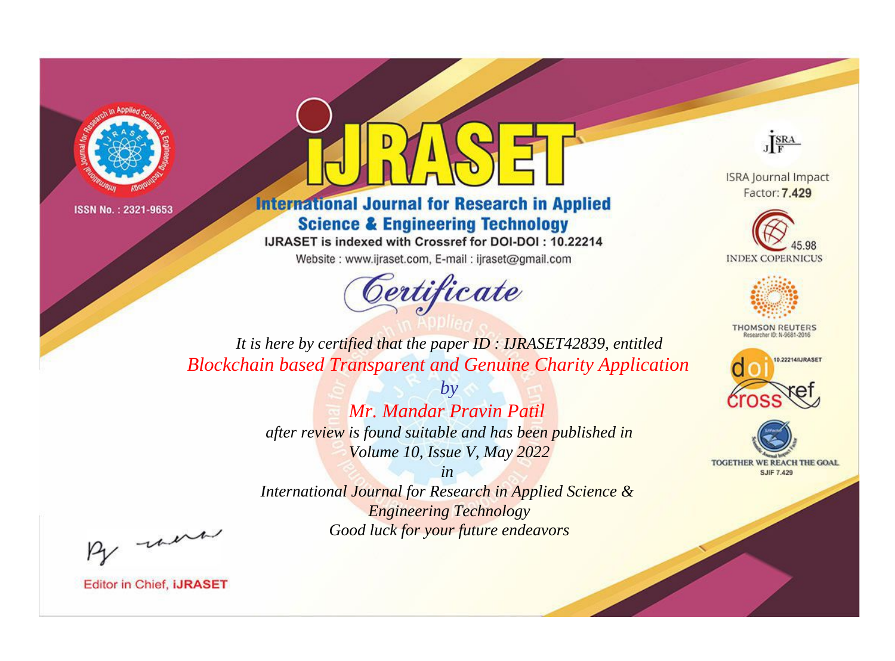ISSN No. : 2321-9653

# IJRASET

## International Journal for Research in Applied Science & Engineering Technology

IJRASET is indexed with Crossref for DOI-DOI : 10.22214

Website : www.ijraset.com, E-mail : ijraset@gmail.com

## Certificate

*It is here by certified that the paper ID : IJRASET42839, entitled*

*Blockchain based Transparent and Genuine Charity Application*

*by*

*Mr. Mandar Pravin Patil*

*after review is found suitable and has been published in*

*Volume 10, Issue V, May 2022*

*in*

*International Journal for Research in Applied Science & Engineering Technology*

*Good luck for your future endeavors*

ISRA Journal Impact Factor: **7.429**

45.98 INDEX COPERNICUS

THOMSON REUTERS Researcher ID: N-9681-2016

10.22214/IJRASET

TOGETHER WE REACH THE GOAL SJIF 7.429

Editor in Chief, **iJRASET**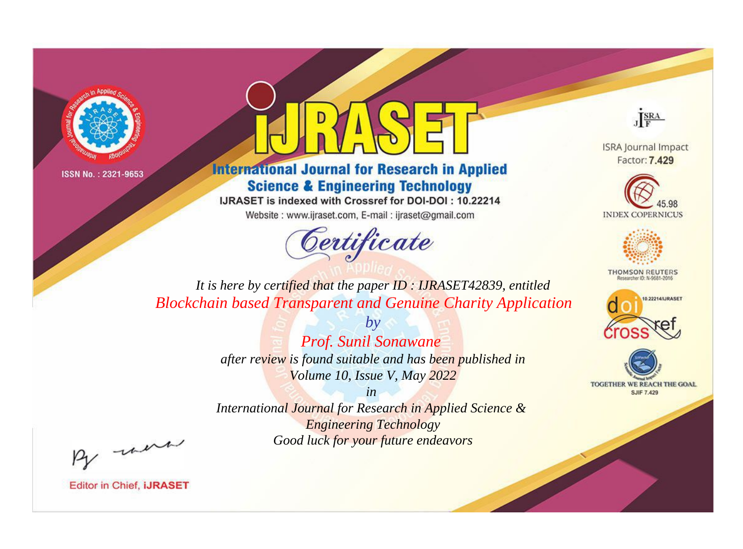ISSN No. : 2321-9653

# IJRASET

## International Journal for Research in Applied Science & Engineering Technology

IJRASET is indexed with Crossref for DOI-DOI : 10.22214

Website : www.ijraset.com, E-mail : ijraset@gmail.com

ISRA Journal Impact Factor: **7.429**

45.98 INDEX COPERNICUS

THOMSON REUTERS Researcher ID: N-9681-2016

10.22214/IJRASET

TOGETHER WE REACH THE GOAL SJIF 7.429

# *Certificate*

*It is here by certified that the paper ID : IJRASET42839, entitled*

*Blockchain based Transparent and Genuine Charity Application*

*by*

*Prof. Sunil Sonawane*

*after review is found suitable and has been published in*

*Volume 10, Issue V, May 2022*

*in*

*International Journal for Research in Applied Science & Engineering Technology*

*Good luck for your future endeavors*

Editor in Chief, **iJRASET**